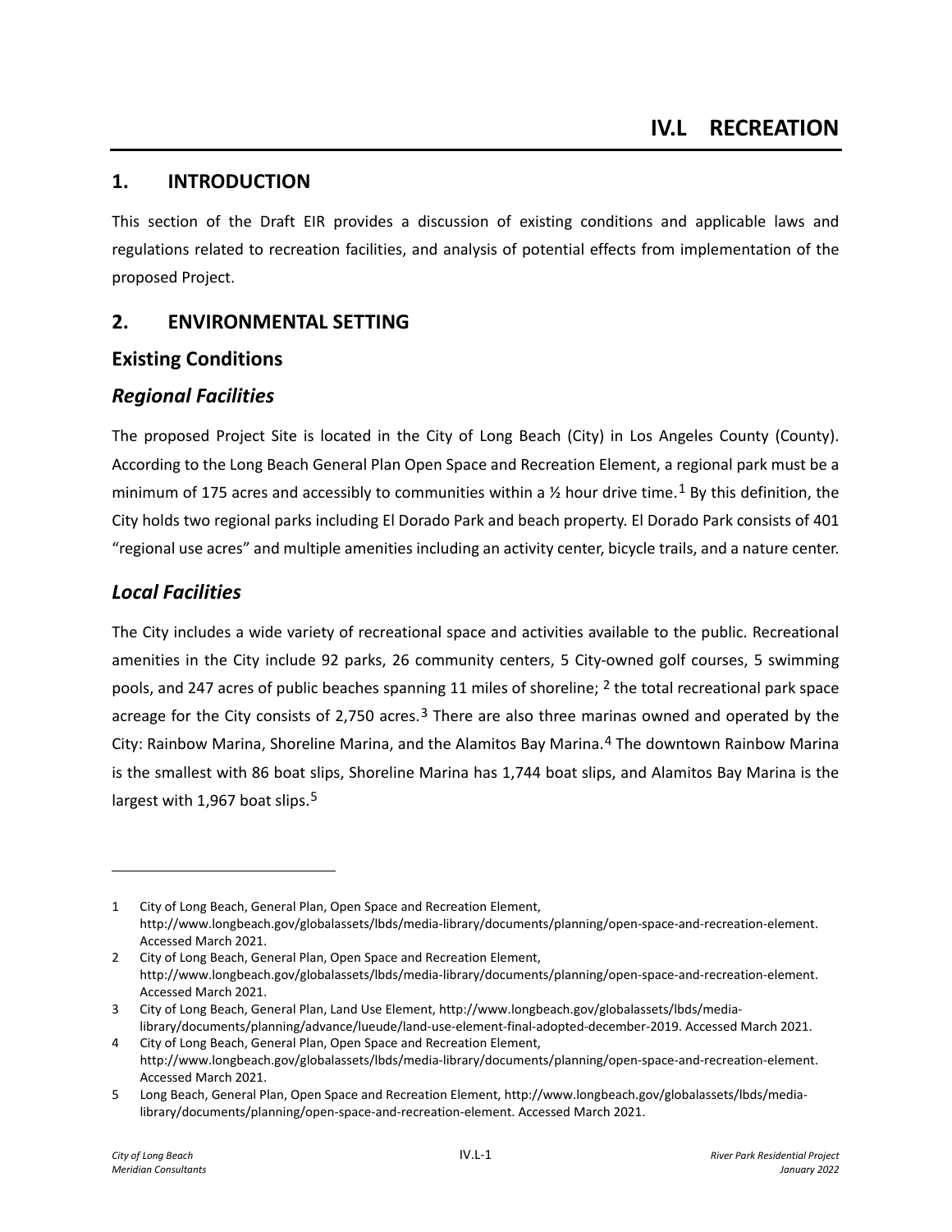# IV.L RECREATION

## 1. INTRODUCTION

This section of the Draft EIR provides a discussion of existing conditions and applicable laws and regulations related to recreation facilities, and analysis of potential effects from implementation of the proposed Project.

## 2. ENVIRONMENTAL SETTING

### Existing Conditions

#### *Regional Facilities*

The proposed Project Site is located in the City of Long Beach (City) in Los Angeles County (County). According to the Long Beach General Plan Open Space and Recreation Element, a regional park must be a minimum of 175 acres and accessibly to communities within a ½ hour drive time.[1] By this definition, the City holds two regional parks including El Dorado Park and beach property. El Dorado Park consists of 401 "regional use acres" and multiple amenities including an activity center, bicycle trails, and a nature center.

#### *Local Facilities*

The City includes a wide variety of recreational space and activities available to the public. Recreational amenities in the City include 92 parks, 26 community centers, 5 City-owned golf courses, 5 swimming pools, and 247 acres of public beaches spanning 11 miles of shoreline; [2] the total recreational park space acreage for the City consists of 2,750 acres.[3] There are also three marinas owned and operated by the City: Rainbow Marina, Shoreline Marina, and the Alamitos Bay Marina.[4] The downtown Rainbow Marina is the smallest with 86 boat slips, Shoreline Marina has 1,744 boat slips, and Alamitos Bay Marina is the largest with 1,967 boat slips.[5]

---

1 City of Long Beach, General Plan, Open Space and Recreation Element, http://www.longbeach.gov/globalassets/lbds/media-library/documents/planning/open-space-and-recreation-element. Accessed March 2021.

2 City of Long Beach, General Plan, Open Space and Recreation Element, http://www.longbeach.gov/globalassets/lbds/media-library/documents/planning/open-space-and-recreation-element. Accessed March 2021.

3 City of Long Beach, General Plan, Land Use Element, http://www.longbeach.gov/globalassets/lbds/media-library/documents/planning/advance/lueude/land-use-element-final-adopted-december-2019. Accessed March 2021.

4 City of Long Beach, General Plan, Open Space and Recreation Element, http://www.longbeach.gov/globalassets/lbds/media-library/documents/planning/open-space-and-recreation-element. Accessed March 2021.

5 Long Beach, General Plan, Open Space and Recreation Element, http://www.longbeach.gov/globalassets/lbds/media-library/documents/planning/open-space-and-recreation-element. Accessed March 2021.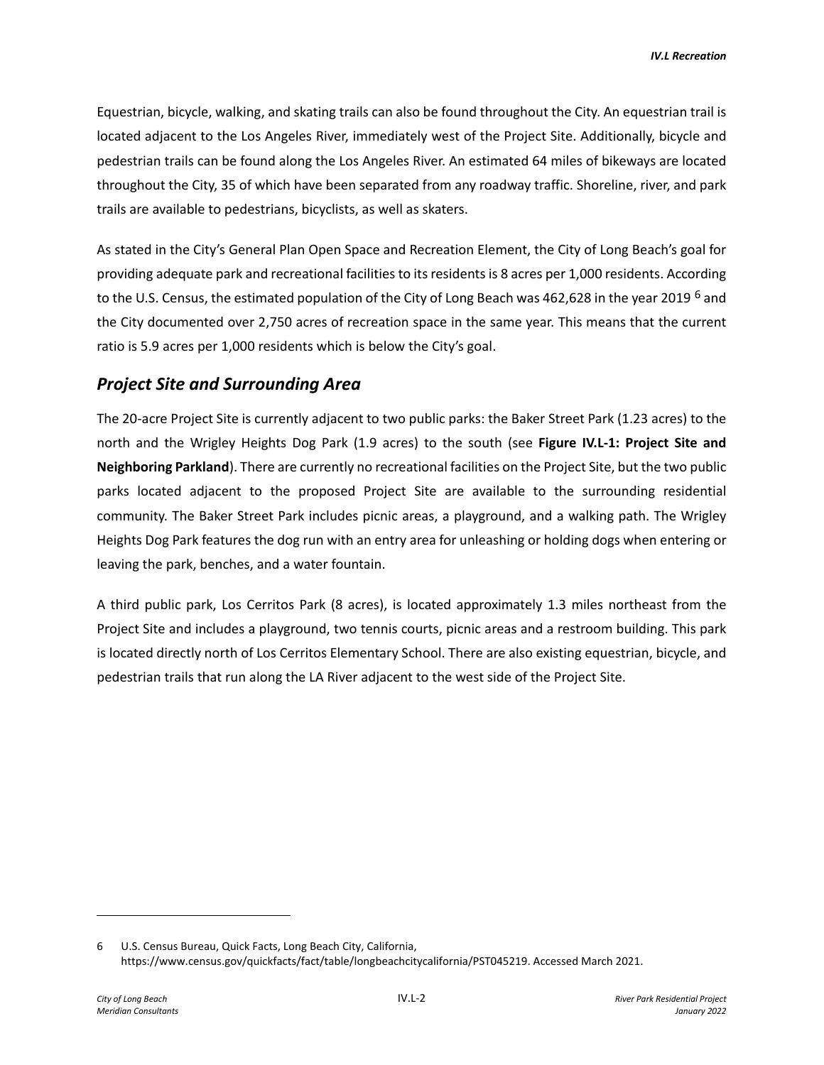Equestrian, bicycle, walking, and skating trails can also be found throughout the City. An equestrian trail is located adjacent to the Los Angeles River, immediately west of the Project Site. Additionally, bicycle and pedestrian trails can be found along the Los Angeles River. An estimated 64 miles of bikeways are located throughout the City, 35 of which have been separated from any roadway traffic. Shoreline, river, and park trails are available to pedestrians, bicyclists, as well as skaters.

As stated in the City's General Plan Open Space and Recreation Element, the City of Long Beach's goal for providing adequate park and recreational facilities to its residents is 8 acres per 1,000 residents. According to the U.S. Census, the estimated population of the City of Long Beach was 462,628 in the year 2019 [6] and the City documented over 2,750 acres of recreation space in the same year. This means that the current ratio is 5.9 acres per 1,000 residents which is below the City's goal.

## *Project Site and Surrounding Area*

The 20-acre Project Site is currently adjacent to two public parks: the Baker Street Park (1.23 acres) to the north and the Wrigley Heights Dog Park (1.9 acres) to the south (see **Figure IV.L-1: Project Site and Neighboring Parkland**). There are currently no recreational facilities on the Project Site, but the two public parks located adjacent to the proposed Project Site are available to the surrounding residential community. The Baker Street Park includes picnic areas, a playground, and a walking path. The Wrigley Heights Dog Park features the dog run with an entry area for unleashing or holding dogs when entering or leaving the park, benches, and a water fountain.

A third public park, Los Cerritos Park (8 acres), is located approximately 1.3 miles northeast from the Project Site and includes a playground, two tennis courts, picnic areas and a restroom building. This park is located directly north of Los Cerritos Elementary School. There are also existing equestrian, bicycle, and pedestrian trails that run along the LA River adjacent to the west side of the Project Site.

---

6 U.S. Census Bureau, Quick Facts, Long Beach City, California, https://www.census.gov/quickfacts/fact/table/longbeachcitycalifornia/PST045219. Accessed March 2021.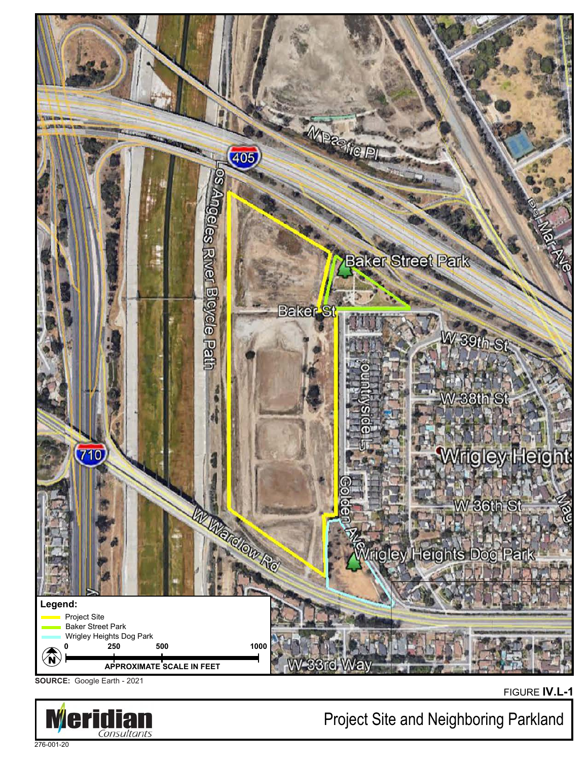Legend:

- Project Site
- Baker Street Park
- Wrigley Heights Dog Park

0 250 500 1000

APPROXIMATE SCALE IN FEET

SOURCE: Google Earth - 2021

FIGURE **IV.L-1**

Project Site and Neighboring Parkland

Meridian Consultants

276-001-20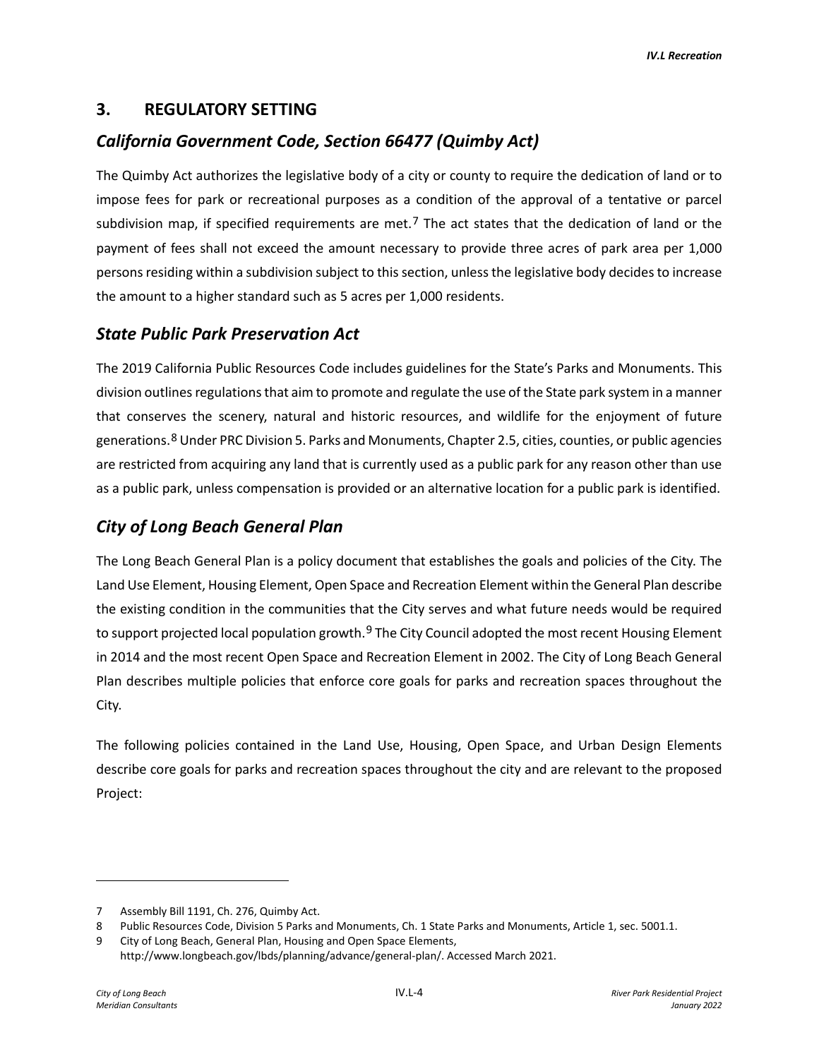## 3. REGULATORY SETTING

### *California Government Code, Section 66477 (Quimby Act)*

The Quimby Act authorizes the legislative body of a city or county to require the dedication of land or to impose fees for park or recreational purposes as a condition of the approval of a tentative or parcel subdivision map, if specified requirements are met.[7] The act states that the dedication of land or the payment of fees shall not exceed the amount necessary to provide three acres of park area per 1,000 persons residing within a subdivision subject to this section, unless the legislative body decides to increase the amount to a higher standard such as 5 acres per 1,000 residents.

### *State Public Park Preservation Act*

The 2019 California Public Resources Code includes guidelines for the State's Parks and Monuments. This division outlines regulations that aim to promote and regulate the use of the State park system in a manner that conserves the scenery, natural and historic resources, and wildlife for the enjoyment of future generations.[8] Under PRC Division 5. Parks and Monuments, Chapter 2.5, cities, counties, or public agencies are restricted from acquiring any land that is currently used as a public park for any reason other than use as a public park, unless compensation is provided or an alternative location for a public park is identified.

### *City of Long Beach General Plan*

The Long Beach General Plan is a policy document that establishes the goals and policies of the City. The Land Use Element, Housing Element, Open Space and Recreation Element within the General Plan describe the existing condition in the communities that the City serves and what future needs would be required to support projected local population growth.[9] The City Council adopted the most recent Housing Element in 2014 and the most recent Open Space and Recreation Element in 2002. The City of Long Beach General Plan describes multiple policies that enforce core goals for parks and recreation spaces throughout the City.

The following policies contained in the Land Use, Housing, Open Space, and Urban Design Elements describe core goals for parks and recreation spaces throughout the city and are relevant to the proposed Project:

---

7 Assembly Bill 1191, Ch. 276, Quimby Act.

8 Public Resources Code, Division 5 Parks and Monuments, Ch. 1 State Parks and Monuments, Article 1, sec. 5001.1.

9 City of Long Beach, General Plan, Housing and Open Space Elements, http://www.longbeach.gov/lbds/planning/advance/general-plan/. Accessed March 2021.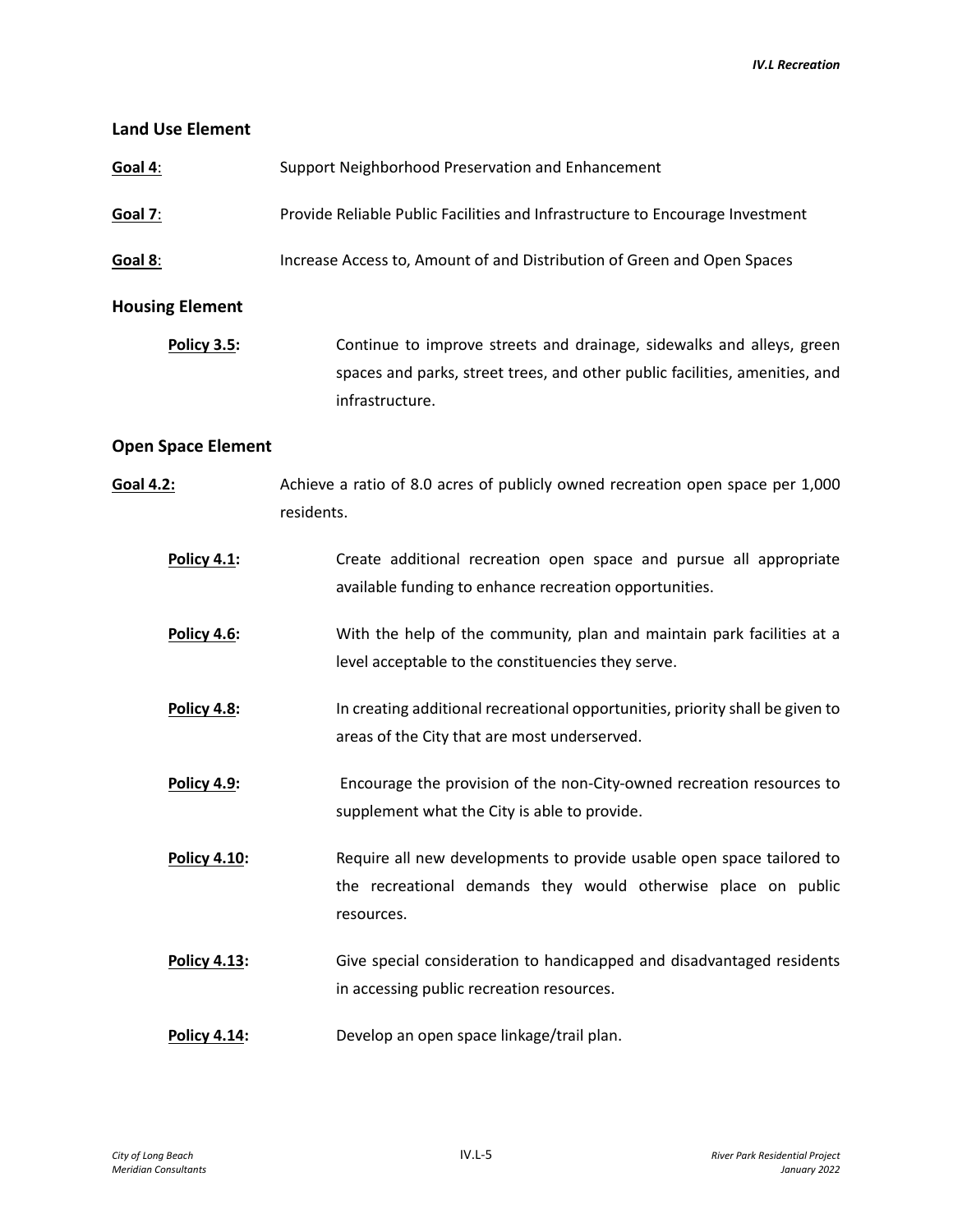### Land Use Element

**Goal 4**: Support Neighborhood Preservation and Enhancement

**Goal 7**: Provide Reliable Public Facilities and Infrastructure to Encourage Investment

**Goal 8**: Increase Access to, Amount of and Distribution of Green and Open Spaces

### Housing Element

**Policy 3.5:** Continue to improve streets and drainage, sidewalks and alleys, green spaces and parks, street trees, and other public facilities, amenities, and infrastructure.

### Open Space Element

**Goal 4.2:** Achieve a ratio of 8.0 acres of publicly owned recreation open space per 1,000 residents.

**Policy 4.1:** Create additional recreation open space and pursue all appropriate available funding to enhance recreation opportunities.

**Policy 4.6:** With the help of the community, plan and maintain park facilities at a level acceptable to the constituencies they serve.

**Policy 4.8:** In creating additional recreational opportunities, priority shall be given to areas of the City that are most underserved.

**Policy 4.9:** Encourage the provision of the non-City-owned recreation resources to supplement what the City is able to provide.

**Policy 4.10:** Require all new developments to provide usable open space tailored to the recreational demands they would otherwise place on public resources.

**Policy 4.13:** Give special consideration to handicapped and disadvantaged residents in accessing public recreation resources.

**Policy 4.14:** Develop an open space linkage/trail plan.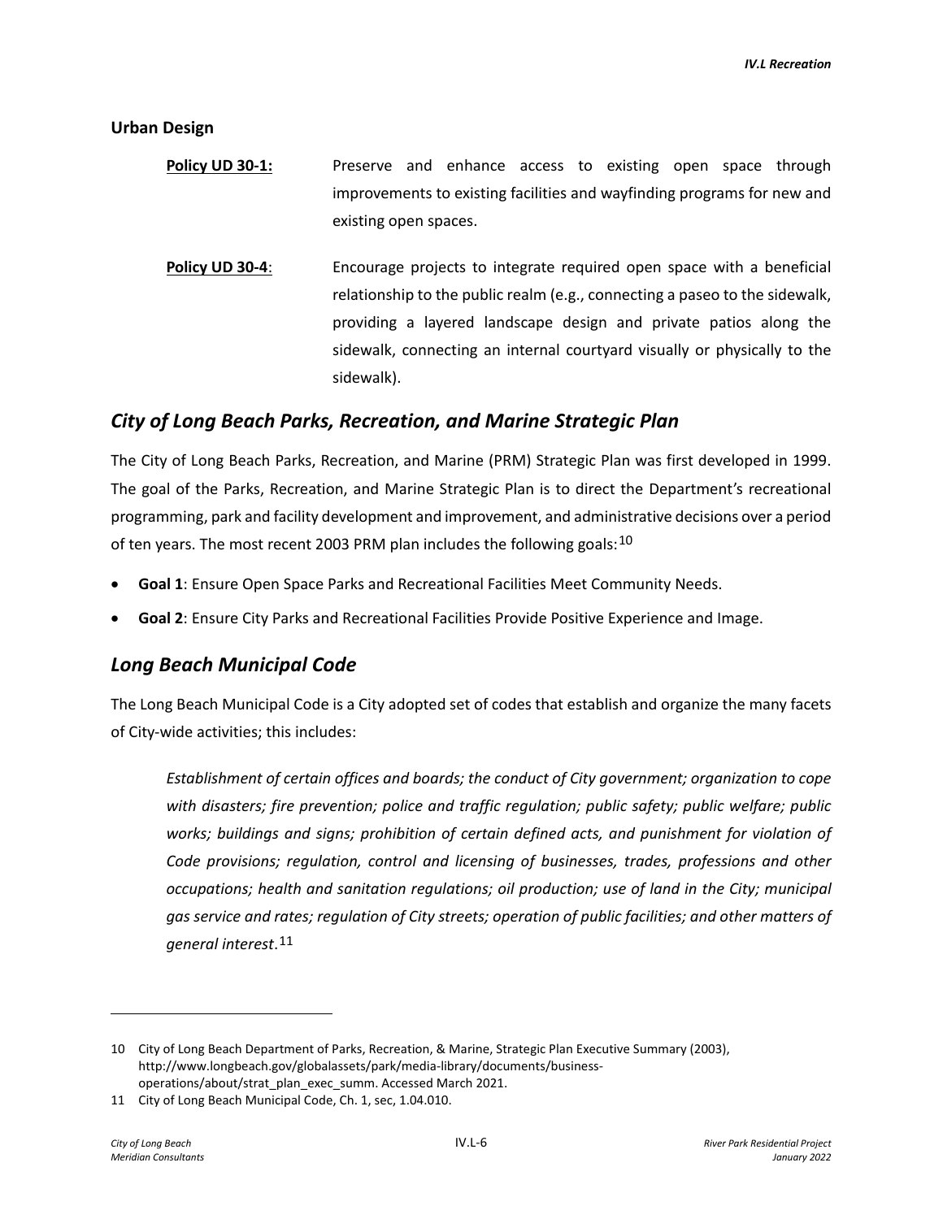### Urban Design

**<u>Policy UD 30-1:</u>** Preserve and enhance access to existing open space through improvements to existing facilities and wayfinding programs for new and existing open spaces.

**<u>Policy UD 30-4</u>**: Encourage projects to integrate required open space with a beneficial relationship to the public realm (e.g., connecting a paseo to the sidewalk, providing a layered landscape design and private patios along the sidewalk, connecting an internal courtyard visually or physically to the sidewalk).

## *City of Long Beach Parks, Recreation, and Marine Strategic Plan*

The City of Long Beach Parks, Recreation, and Marine (PRM) Strategic Plan was first developed in 1999. The goal of the Parks, Recreation, and Marine Strategic Plan is to direct the Department's recreational programming, park and facility development and improvement, and administrative decisions over a period of ten years. The most recent 2003 PRM plan includes the following goals:[10]

- **Goal 1**: Ensure Open Space Parks and Recreational Facilities Meet Community Needs.
- **Goal 2**: Ensure City Parks and Recreational Facilities Provide Positive Experience and Image.

## *Long Beach Municipal Code*

The Long Beach Municipal Code is a City adopted set of codes that establish and organize the many facets of City-wide activities; this includes:

> *Establishment of certain offices and boards; the conduct of City government; organization to cope with disasters; fire prevention; police and traffic regulation; public safety; public welfare; public works; buildings and signs; prohibition of certain defined acts, and punishment for violation of Code provisions; regulation, control and licensing of businesses, trades, professions and other occupations; health and sanitation regulations; oil production; use of land in the City; municipal gas service and rates; regulation of City streets; operation of public facilities; and other matters of general interest*.[11]

---

10 City of Long Beach Department of Parks, Recreation, & Marine, Strategic Plan Executive Summary (2003), http://www.longbeach.gov/globalassets/park/media-library/documents/business-operations/about/strat_plan_exec_summ. Accessed March 2021.

11 City of Long Beach Municipal Code, Ch. 1, sec, 1.04.010.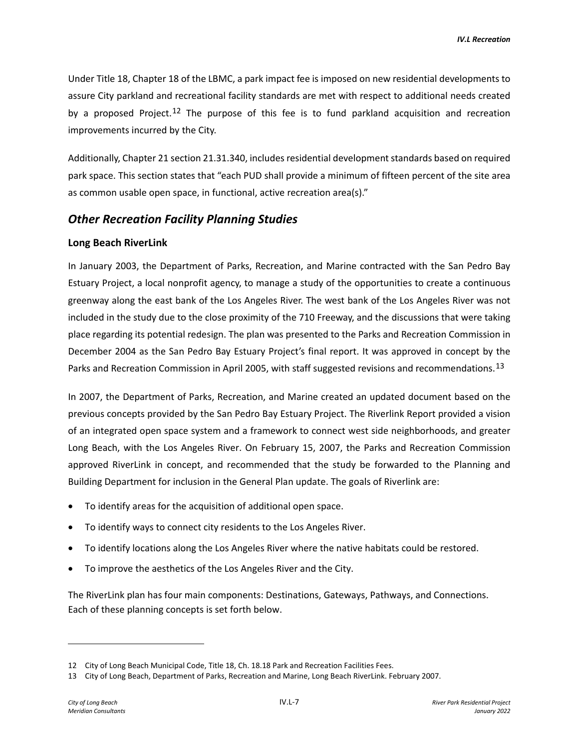Under Title 18, Chapter 18 of the LBMC, a park impact fee is imposed on new residential developments to assure City parkland and recreational facility standards are met with respect to additional needs created by a proposed Project.[12] The purpose of this fee is to fund parkland acquisition and recreation improvements incurred by the City.

Additionally, Chapter 21 section 21.31.340, includes residential development standards based on required park space. This section states that "each PUD shall provide a minimum of fifteen percent of the site area as common usable open space, in functional, active recreation area(s)."

## *Other Recreation Facility Planning Studies*

### Long Beach RiverLink

In January 2003, the Department of Parks, Recreation, and Marine contracted with the San Pedro Bay Estuary Project, a local nonprofit agency, to manage a study of the opportunities to create a continuous greenway along the east bank of the Los Angeles River. The west bank of the Los Angeles River was not included in the study due to the close proximity of the 710 Freeway, and the discussions that were taking place regarding its potential redesign. The plan was presented to the Parks and Recreation Commission in December 2004 as the San Pedro Bay Estuary Project's final report. It was approved in concept by the Parks and Recreation Commission in April 2005, with staff suggested revisions and recommendations.[13]

In 2007, the Department of Parks, Recreation, and Marine created an updated document based on the previous concepts provided by the San Pedro Bay Estuary Project. The Riverlink Report provided a vision of an integrated open space system and a framework to connect west side neighborhoods, and greater Long Beach, with the Los Angeles River. On February 15, 2007, the Parks and Recreation Commission approved RiverLink in concept, and recommended that the study be forwarded to the Planning and Building Department for inclusion in the General Plan update. The goals of Riverlink are:

- To identify areas for the acquisition of additional open space.
- To identify ways to connect city residents to the Los Angeles River.
- To identify locations along the Los Angeles River where the native habitats could be restored.
- To improve the aesthetics of the Los Angeles River and the City.

The RiverLink plan has four main components: Destinations, Gateways, Pathways, and Connections. Each of these planning concepts is set forth below.

---

12 City of Long Beach Municipal Code, Title 18, Ch. 18.18 Park and Recreation Facilities Fees.

13 City of Long Beach, Department of Parks, Recreation and Marine, Long Beach RiverLink. February 2007.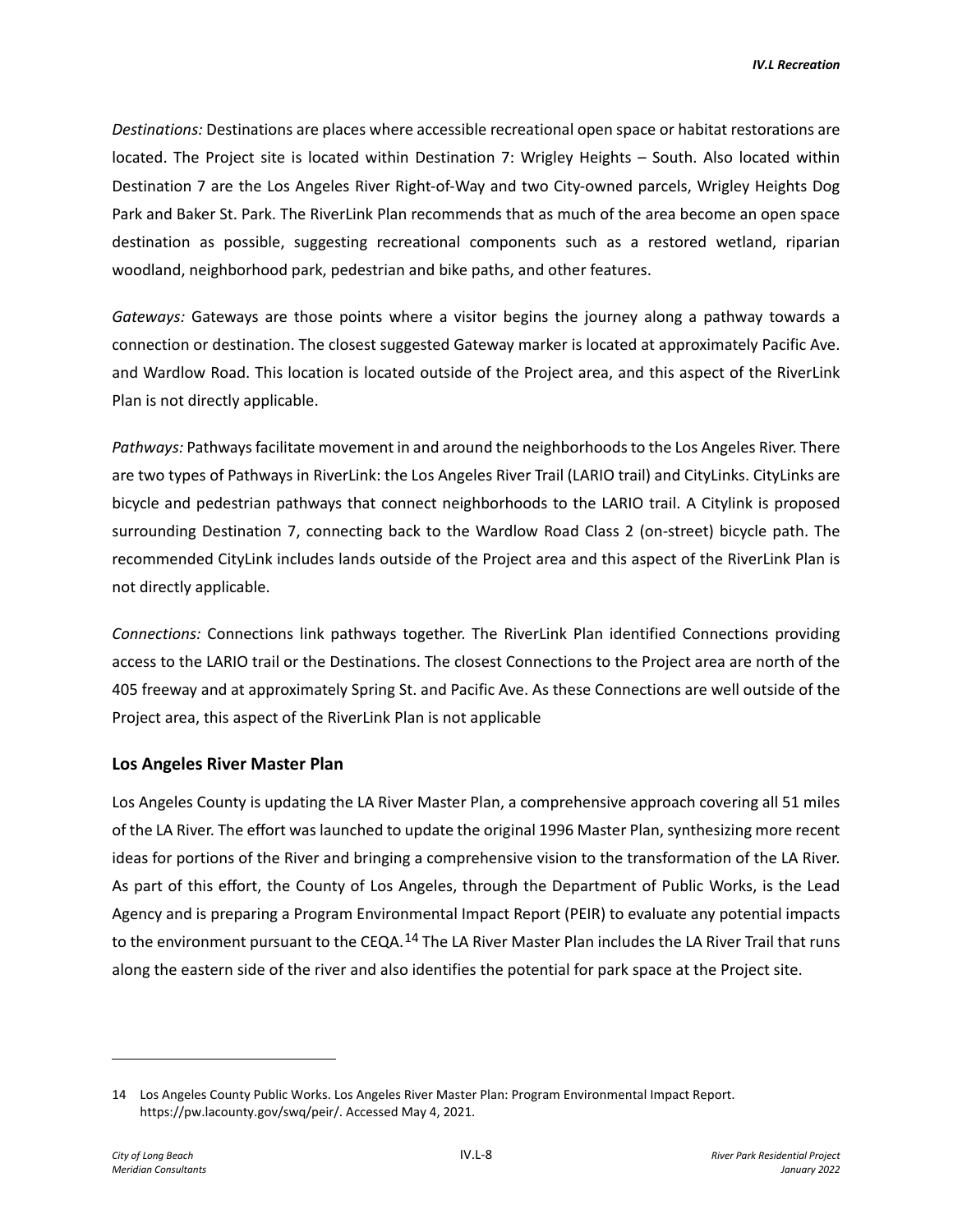*Destinations:* Destinations are places where accessible recreational open space or habitat restorations are located. The Project site is located within Destination 7: Wrigley Heights – South. Also located within Destination 7 are the Los Angeles River Right-of-Way and two City-owned parcels, Wrigley Heights Dog Park and Baker St. Park. The RiverLink Plan recommends that as much of the area become an open space destination as possible, suggesting recreational components such as a restored wetland, riparian woodland, neighborhood park, pedestrian and bike paths, and other features.

*Gateways:* Gateways are those points where a visitor begins the journey along a pathway towards a connection or destination. The closest suggested Gateway marker is located at approximately Pacific Ave. and Wardlow Road. This location is located outside of the Project area, and this aspect of the RiverLink Plan is not directly applicable.

*Pathways:* Pathways facilitate movement in and around the neighborhoods to the Los Angeles River. There are two types of Pathways in RiverLink: the Los Angeles River Trail (LARIO trail) and CityLinks. CityLinks are bicycle and pedestrian pathways that connect neighborhoods to the LARIO trail. A Citylink is proposed surrounding Destination 7, connecting back to the Wardlow Road Class 2 (on-street) bicycle path. The recommended CityLink includes lands outside of the Project area and this aspect of the RiverLink Plan is not directly applicable.

*Connections:* Connections link pathways together. The RiverLink Plan identified Connections providing access to the LARIO trail or the Destinations. The closest Connections to the Project area are north of the 405 freeway and at approximately Spring St. and Pacific Ave. As these Connections are well outside of the Project area, this aspect of the RiverLink Plan is not applicable

### Los Angeles River Master Plan

Los Angeles County is updating the LA River Master Plan, a comprehensive approach covering all 51 miles of the LA River. The effort was launched to update the original 1996 Master Plan, synthesizing more recent ideas for portions of the River and bringing a comprehensive vision to the transformation of the LA River. As part of this effort, the County of Los Angeles, through the Department of Public Works, is the Lead Agency and is preparing a Program Environmental Impact Report (PEIR) to evaluate any potential impacts to the environment pursuant to the CEQA.[14] The LA River Master Plan includes the LA River Trail that runs along the eastern side of the river and also identifies the potential for park space at the Project site.

---

14 Los Angeles County Public Works. Los Angeles River Master Plan: Program Environmental Impact Report. https://pw.lacounty.gov/swq/peir/. Accessed May 4, 2021.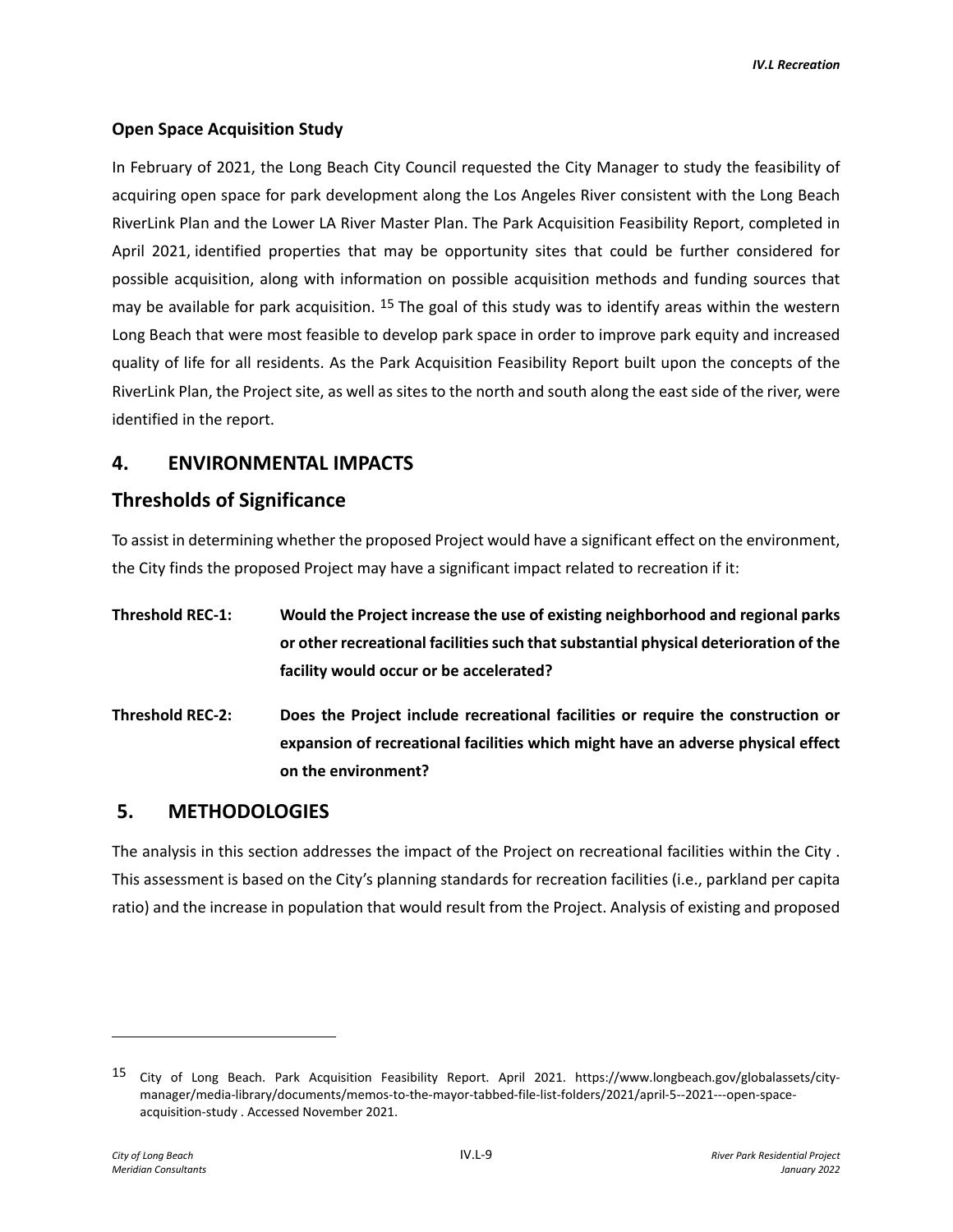### Open Space Acquisition Study

In February of 2021, the Long Beach City Council requested the City Manager to study the feasibility of acquiring open space for park development along the Los Angeles River consistent with the Long Beach RiverLink Plan and the Lower LA River Master Plan. The Park Acquisition Feasibility Report, completed in April 2021, identified properties that may be opportunity sites that could be further considered for possible acquisition, along with information on possible acquisition methods and funding sources that may be available for park acquisition. [15] The goal of this study was to identify areas within the western Long Beach that were most feasible to develop park space in order to improve park equity and increased quality of life for all residents. As the Park Acquisition Feasibility Report built upon the concepts of the RiverLink Plan, the Project site, as well as sites to the north and south along the east side of the river, were identified in the report.

## 4. ENVIRONMENTAL IMPACTS

## Thresholds of Significance

To assist in determining whether the proposed Project would have a significant effect on the environment, the City finds the proposed Project may have a significant impact related to recreation if it:

**Threshold REC-1:** **Would the Project increase the use of existing neighborhood and regional parks or other recreational facilities such that substantial physical deterioration of the facility would occur or be accelerated?**

**Threshold REC-2:** **Does the Project include recreational facilities or require the construction or expansion of recreational facilities which might have an adverse physical effect on the environment?**

## 5. METHODOLOGIES

The analysis in this section addresses the impact of the Project on recreational facilities within the City . This assessment is based on the City's planning standards for recreation facilities (i.e., parkland per capita ratio) and the increase in population that would result from the Project. Analysis of existing and proposed

---

[15] City of Long Beach. Park Acquisition Feasibility Report. April 2021. https://www.longbeach.gov/globalassets/city-manager/media-library/documents/memos-to-the-mayor-tabbed-file-list-folders/2021/april-5--2021---open-space-acquisition-study . Accessed November 2021.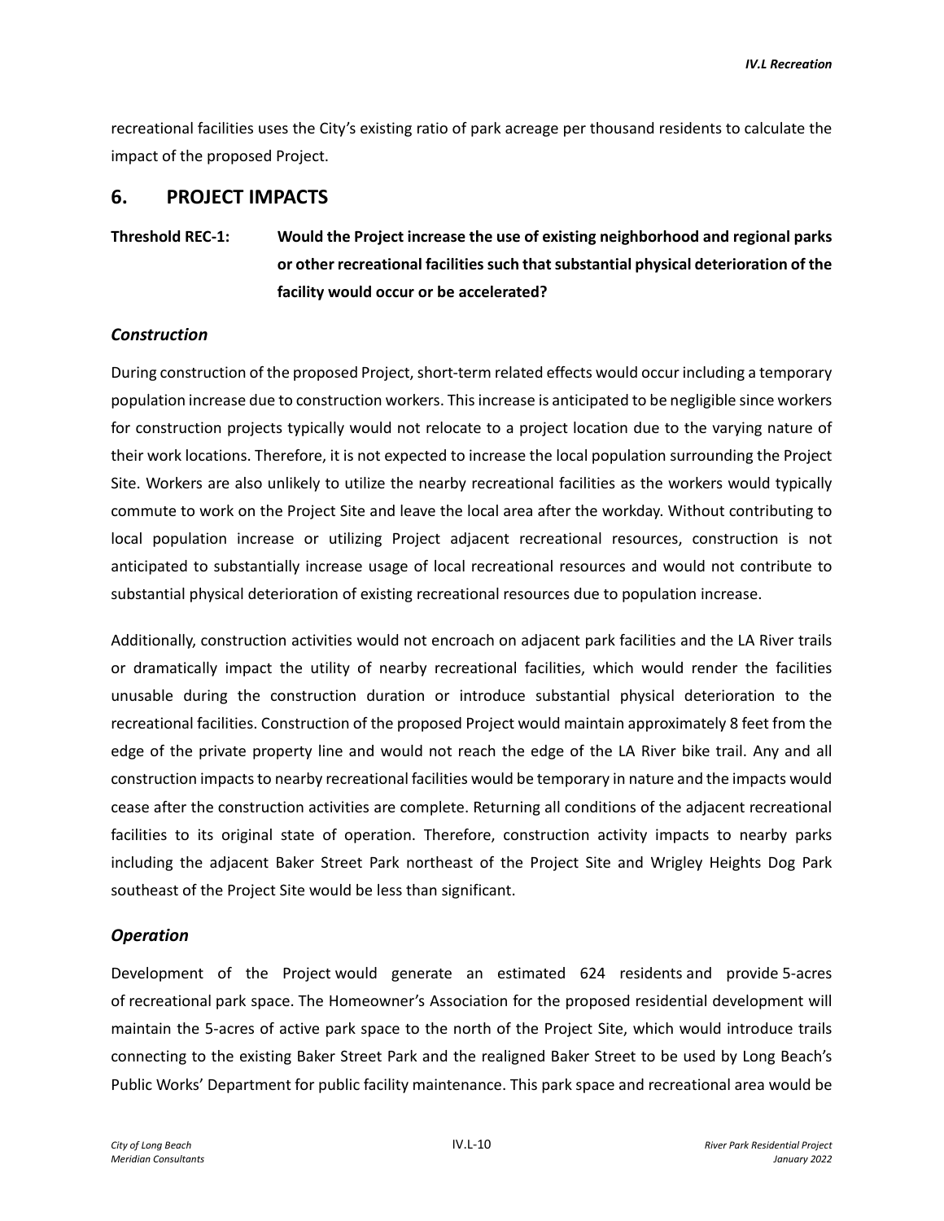recreational facilities uses the City's existing ratio of park acreage per thousand residents to calculate the impact of the proposed Project.

## 6. PROJECT IMPACTS

**Threshold REC-1: Would the Project increase the use of existing neighborhood and regional parks or other recreational facilities such that substantial physical deterioration of the facility would occur or be accelerated?**

### *Construction*

During construction of the proposed Project, short-term related effects would occur including a temporary population increase due to construction workers. This increase is anticipated to be negligible since workers for construction projects typically would not relocate to a project location due to the varying nature of their work locations. Therefore, it is not expected to increase the local population surrounding the Project Site. Workers are also unlikely to utilize the nearby recreational facilities as the workers would typically commute to work on the Project Site and leave the local area after the workday. Without contributing to local population increase or utilizing Project adjacent recreational resources, construction is not anticipated to substantially increase usage of local recreational resources and would not contribute to substantial physical deterioration of existing recreational resources due to population increase.

Additionally, construction activities would not encroach on adjacent park facilities and the LA River trails or dramatically impact the utility of nearby recreational facilities, which would render the facilities unusable during the construction duration or introduce substantial physical deterioration to the recreational facilities. Construction of the proposed Project would maintain approximately 8 feet from the edge of the private property line and would not reach the edge of the LA River bike trail. Any and all construction impacts to nearby recreational facilities would be temporary in nature and the impacts would cease after the construction activities are complete. Returning all conditions of the adjacent recreational facilities to its original state of operation. Therefore, construction activity impacts to nearby parks including the adjacent Baker Street Park northeast of the Project Site and Wrigley Heights Dog Park southeast of the Project Site would be less than significant.

### *Operation*

Development of the Project would generate an estimated 624 residents and provide 5-acres of recreational park space. The Homeowner's Association for the proposed residential development will maintain the 5-acres of active park space to the north of the Project Site, which would introduce trails connecting to the existing Baker Street Park and the realigned Baker Street to be used by Long Beach's Public Works' Department for public facility maintenance. This park space and recreational area would be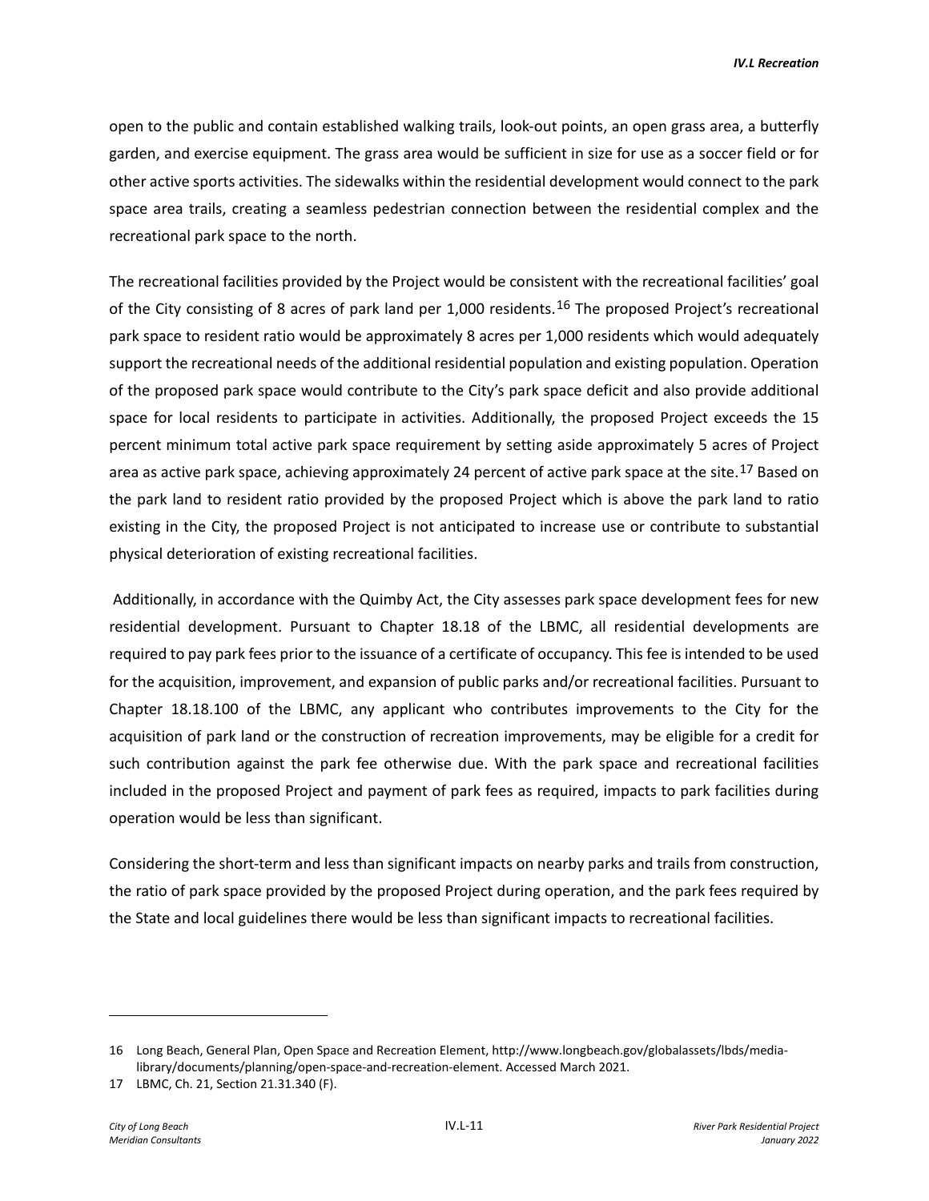open to the public and contain established walking trails, look-out points, an open grass area, a butterfly garden, and exercise equipment. The grass area would be sufficient in size for use as a soccer field or for other active sports activities. The sidewalks within the residential development would connect to the park space area trails, creating a seamless pedestrian connection between the residential complex and the recreational park space to the north.

The recreational facilities provided by the Project would be consistent with the recreational facilities' goal of the City consisting of 8 acres of park land per 1,000 residents.[16] The proposed Project's recreational park space to resident ratio would be approximately 8 acres per 1,000 residents which would adequately support the recreational needs of the additional residential population and existing population. Operation of the proposed park space would contribute to the City's park space deficit and also provide additional space for local residents to participate in activities. Additionally, the proposed Project exceeds the 15 percent minimum total active park space requirement by setting aside approximately 5 acres of Project area as active park space, achieving approximately 24 percent of active park space at the site.[17] Based on the park land to resident ratio provided by the proposed Project which is above the park land to ratio existing in the City, the proposed Project is not anticipated to increase use or contribute to substantial physical deterioration of existing recreational facilities.

Additionally, in accordance with the Quimby Act, the City assesses park space development fees for new residential development. Pursuant to Chapter 18.18 of the LBMC, all residential developments are required to pay park fees prior to the issuance of a certificate of occupancy. This fee is intended to be used for the acquisition, improvement, and expansion of public parks and/or recreational facilities. Pursuant to Chapter 18.18.100 of the LBMC, any applicant who contributes improvements to the City for the acquisition of park land or the construction of recreation improvements, may be eligible for a credit for such contribution against the park fee otherwise due. With the park space and recreational facilities included in the proposed Project and payment of park fees as required, impacts to park facilities during operation would be less than significant.

Considering the short-term and less than significant impacts on nearby parks and trails from construction, the ratio of park space provided by the proposed Project during operation, and the park fees required by the State and local guidelines there would be less than significant impacts to recreational facilities.

---

16 Long Beach, General Plan, Open Space and Recreation Element, http://www.longbeach.gov/globalassets/lbds/media-library/documents/planning/open-space-and-recreation-element. Accessed March 2021.

17 LBMC, Ch. 21, Section 21.31.340 (F).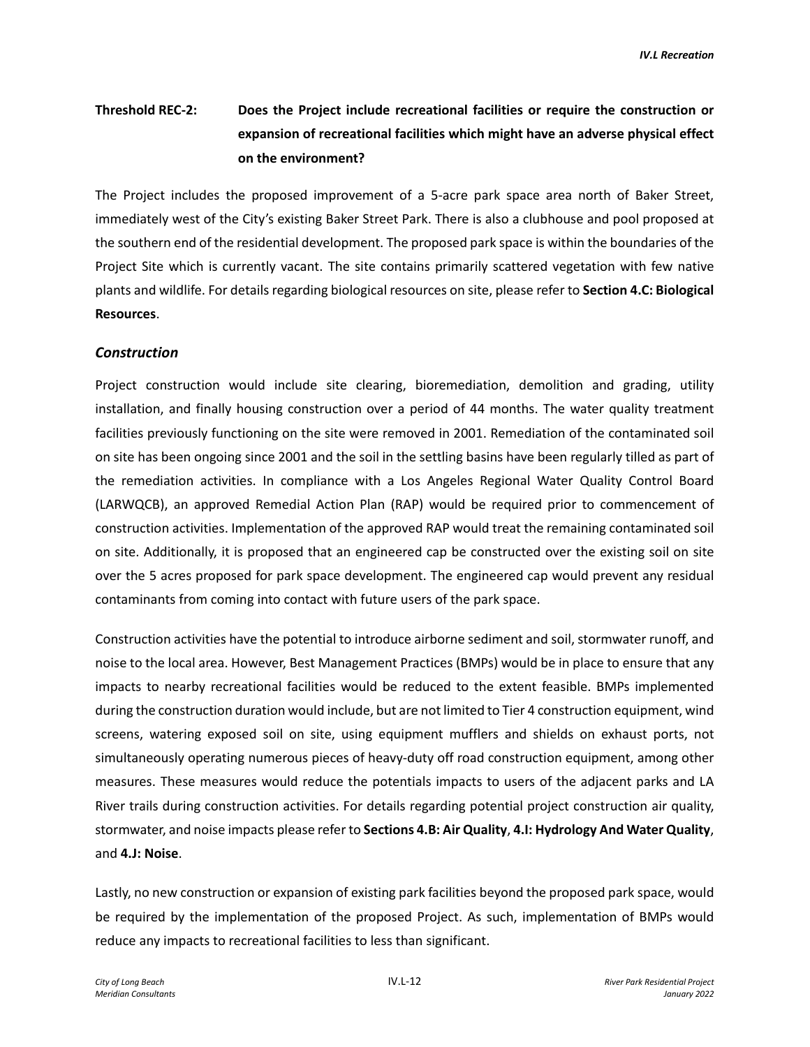**Threshold REC-2: Does the Project include recreational facilities or require the construction or expansion of recreational facilities which might have an adverse physical effect on the environment?**

The Project includes the proposed improvement of a 5-acre park space area north of Baker Street, immediately west of the City's existing Baker Street Park. There is also a clubhouse and pool proposed at the southern end of the residential development. The proposed park space is within the boundaries of the Project Site which is currently vacant. The site contains primarily scattered vegetation with few native plants and wildlife. For details regarding biological resources on site, please refer to **Section 4.C: Biological Resources**.

### *Construction*

Project construction would include site clearing, bioremediation, demolition and grading, utility installation, and finally housing construction over a period of 44 months. The water quality treatment facilities previously functioning on the site were removed in 2001. Remediation of the contaminated soil on site has been ongoing since 2001 and the soil in the settling basins have been regularly tilled as part of the remediation activities. In compliance with a Los Angeles Regional Water Quality Control Board (LARWQCB), an approved Remedial Action Plan (RAP) would be required prior to commencement of construction activities. Implementation of the approved RAP would treat the remaining contaminated soil on site. Additionally, it is proposed that an engineered cap be constructed over the existing soil on site over the 5 acres proposed for park space development. The engineered cap would prevent any residual contaminants from coming into contact with future users of the park space.

Construction activities have the potential to introduce airborne sediment and soil, stormwater runoff, and noise to the local area. However, Best Management Practices (BMPs) would be in place to ensure that any impacts to nearby recreational facilities would be reduced to the extent feasible. BMPs implemented during the construction duration would include, but are not limited to Tier 4 construction equipment, wind screens, watering exposed soil on site, using equipment mufflers and shields on exhaust ports, not simultaneously operating numerous pieces of heavy-duty off road construction equipment, among other measures. These measures would reduce the potentials impacts to users of the adjacent parks and LA River trails during construction activities. For details regarding potential project construction air quality, stormwater, and noise impacts please refer to **Sections 4.B: Air Quality**, **4.I: Hydrology And Water Quality**, and **4.J: Noise**.

Lastly, no new construction or expansion of existing park facilities beyond the proposed park space, would be required by the implementation of the proposed Project. As such, implementation of BMPs would reduce any impacts to recreational facilities to less than significant.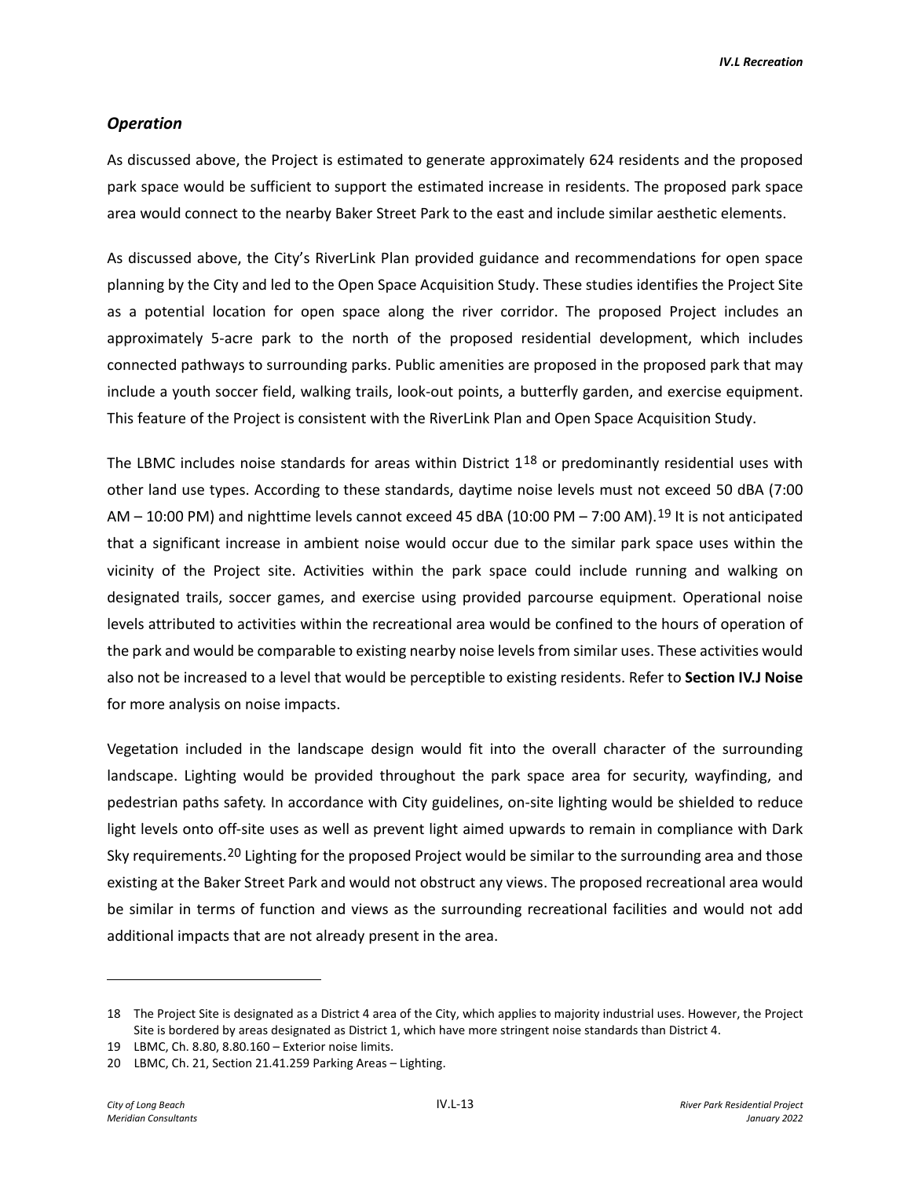### *Operation*

As discussed above, the Project is estimated to generate approximately 624 residents and the proposed park space would be sufficient to support the estimated increase in residents. The proposed park space area would connect to the nearby Baker Street Park to the east and include similar aesthetic elements.

As discussed above, the City's RiverLink Plan provided guidance and recommendations for open space planning by the City and led to the Open Space Acquisition Study. These studies identifies the Project Site as a potential location for open space along the river corridor. The proposed Project includes an approximately 5-acre park to the north of the proposed residential development, which includes connected pathways to surrounding parks. Public amenities are proposed in the proposed park that may include a youth soccer field, walking trails, look-out points, a butterfly garden, and exercise equipment. This feature of the Project is consistent with the RiverLink Plan and Open Space Acquisition Study.

The LBMC includes noise standards for areas within District 1[18] or predominantly residential uses with other land use types. According to these standards, daytime noise levels must not exceed 50 dBA (7:00 AM – 10:00 PM) and nighttime levels cannot exceed 45 dBA (10:00 PM – 7:00 AM).[19] It is not anticipated that a significant increase in ambient noise would occur due to the similar park space uses within the vicinity of the Project site. Activities within the park space could include running and walking on designated trails, soccer games, and exercise using provided parcourse equipment. Operational noise levels attributed to activities within the recreational area would be confined to the hours of operation of the park and would be comparable to existing nearby noise levels from similar uses. These activities would also not be increased to a level that would be perceptible to existing residents. Refer to **Section IV.J Noise** for more analysis on noise impacts.

Vegetation included in the landscape design would fit into the overall character of the surrounding landscape. Lighting would be provided throughout the park space area for security, wayfinding, and pedestrian paths safety. In accordance with City guidelines, on-site lighting would be shielded to reduce light levels onto off-site uses as well as prevent light aimed upwards to remain in compliance with Dark Sky requirements.[20] Lighting for the proposed Project would be similar to the surrounding area and those existing at the Baker Street Park and would not obstruct any views. The proposed recreational area would be similar in terms of function and views as the surrounding recreational facilities and would not add additional impacts that are not already present in the area.

---

18 The Project Site is designated as a District 4 area of the City, which applies to majority industrial uses. However, the Project Site is bordered by areas designated as District 1, which have more stringent noise standards than District 4.

19 LBMC, Ch. 8.80, 8.80.160 – Exterior noise limits.

20 LBMC, Ch. 21, Section 21.41.259 Parking Areas – Lighting.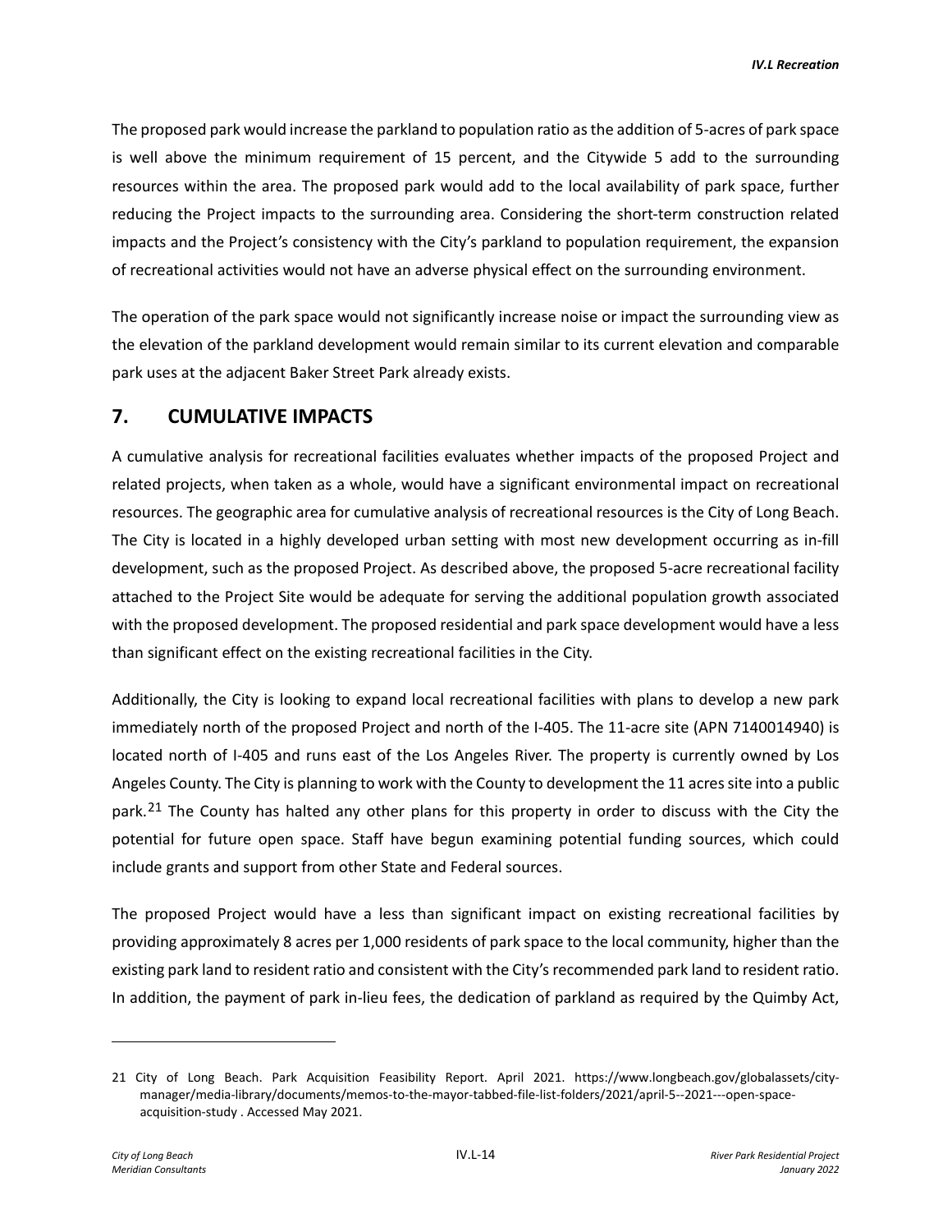The proposed park would increase the parkland to population ratio as the addition of 5-acres of park space is well above the minimum requirement of 15 percent, and the Citywide 5 add to the surrounding resources within the area. The proposed park would add to the local availability of park space, further reducing the Project impacts to the surrounding area. Considering the short-term construction related impacts and the Project's consistency with the City's parkland to population requirement, the expansion of recreational activities would not have an adverse physical effect on the surrounding environment.

The operation of the park space would not significantly increase noise or impact the surrounding view as the elevation of the parkland development would remain similar to its current elevation and comparable park uses at the adjacent Baker Street Park already exists.

## 7. CUMULATIVE IMPACTS

A cumulative analysis for recreational facilities evaluates whether impacts of the proposed Project and related projects, when taken as a whole, would have a significant environmental impact on recreational resources. The geographic area for cumulative analysis of recreational resources is the City of Long Beach. The City is located in a highly developed urban setting with most new development occurring as in-fill development, such as the proposed Project. As described above, the proposed 5-acre recreational facility attached to the Project Site would be adequate for serving the additional population growth associated with the proposed development. The proposed residential and park space development would have a less than significant effect on the existing recreational facilities in the City.

Additionally, the City is looking to expand local recreational facilities with plans to develop a new park immediately north of the proposed Project and north of the I-405. The 11-acre site (APN 7140014940) is located north of I-405 and runs east of the Los Angeles River. The property is currently owned by Los Angeles County. The City is planning to work with the County to development the 11 acres site into a public park.[21] The County has halted any other plans for this property in order to discuss with the City the potential for future open space. Staff have begun examining potential funding sources, which could include grants and support from other State and Federal sources.

The proposed Project would have a less than significant impact on existing recreational facilities by providing approximately 8 acres per 1,000 residents of park space to the local community, higher than the existing park land to resident ratio and consistent with the City's recommended park land to resident ratio. In addition, the payment of park in-lieu fees, the dedication of parkland as required by the Quimby Act,

---

21 City of Long Beach. Park Acquisition Feasibility Report. April 2021. https://www.longbeach.gov/globalassets/city-manager/media-library/documents/memos-to-the-mayor-tabbed-file-list-folders/2021/april-5--2021---open-space-acquisition-study . Accessed May 2021.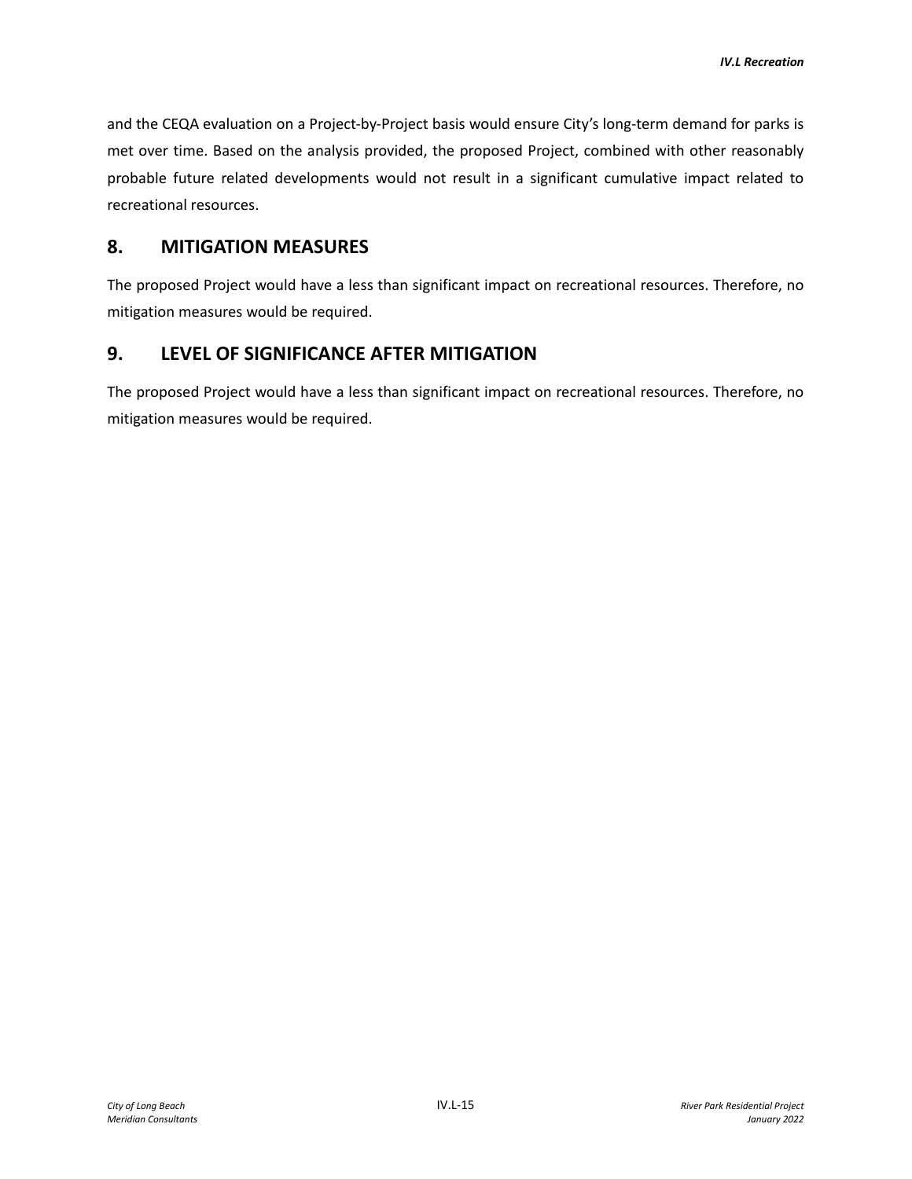and the CEQA evaluation on a Project-by-Project basis would ensure City's long-term demand for parks is met over time. Based on the analysis provided, the proposed Project, combined with other reasonably probable future related developments would not result in a significant cumulative impact related to recreational resources.

## 8. MITIGATION MEASURES

The proposed Project would have a less than significant impact on recreational resources. Therefore, no mitigation measures would be required.

## 9. LEVEL OF SIGNIFICANCE AFTER MITIGATION

The proposed Project would have a less than significant impact on recreational resources. Therefore, no mitigation measures would be required.